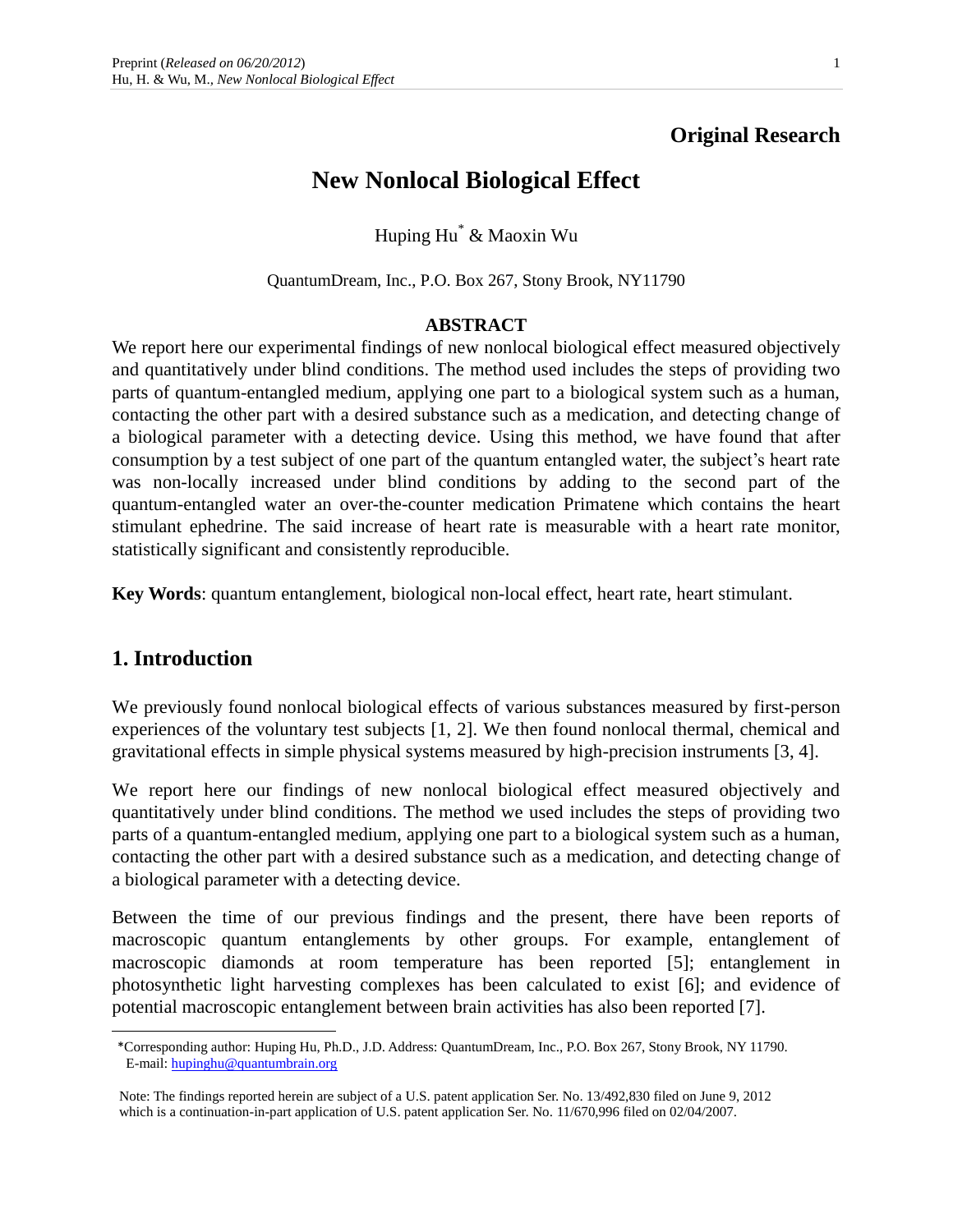**Original Research**

# New Nonlocal Biological Effect

Huping Hu* & Maoxin Wu

QuantumDream, Inc., P.O. Box 267, Stony Brook, NY11790

## ABSTRACT

We report here our experimental findings of new nonlocal biological effect measured objectively and quantitatively under blind conditions. The method used includes the steps of providing two parts of quantum-entangled medium, applying one part to a biological system such as a human, contacting the other part with a desired substance such as a medication, and detecting change of a biological parameter with a detecting device. Using this method, we have found that after consumption by a test subject of one part of the quantum entangled water, the subject's heart rate was non-locally increased under blind conditions by adding to the second part of the quantum-entangled water an over-the-counter medication Primatene which contains the heart stimulant ephedrine. The said increase of heart rate is measurable with a heart rate monitor, statistically significant and consistently reproducible.

**Key Words**: quantum entanglement, biological non-local effect, heart rate, heart stimulant.

## 1. Introduction

We previously found nonlocal biological effects of various substances measured by first-person experiences of the voluntary test subjects [1, 2]. We then found nonlocal thermal, chemical and gravitational effects in simple physical systems measured by high-precision instruments [3, 4].

We report here our findings of new nonlocal biological effect measured objectively and quantitatively under blind conditions. The method we used includes the steps of providing two parts of a quantum-entangled medium, applying one part to a biological system such as a human, contacting the other part with a desired substance such as a medication, and detecting change of a biological parameter with a detecting device.

Between the time of our previous findings and the present, there have been reports of macroscopic quantum entanglements by other groups. For example, entanglement of macroscopic diamonds at room temperature has been reported [5]; entanglement in photosynthetic light harvesting complexes has been calculated to exist [6]; and evidence of potential macroscopic entanglement between brain activities has also been reported [7].

*Corresponding author: Huping Hu, Ph.D., J.D. Address: QuantumDream, Inc., P.O. Box 267, Stony Brook, NY 11790. E-mail: hupinghu@quantumbrain.org

Note: The findings reported herein are subject of a U.S. patent application Ser. No. 13/492,830 filed on June 9, 2012 which is a continuation-in-part application of U.S. patent application Ser. No. 11/670,996 filed on 02/04/2007.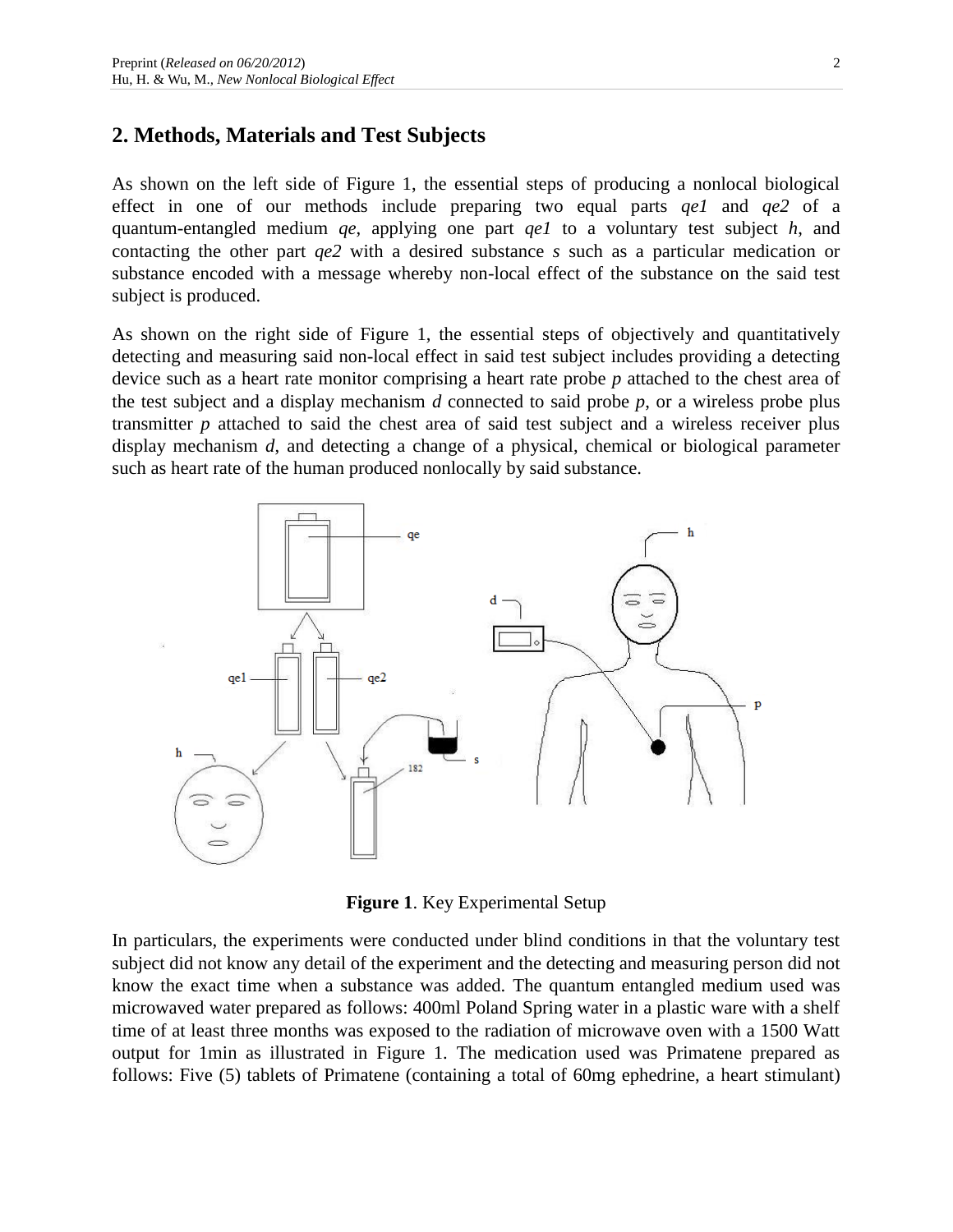## 2. Methods, Materials and Test Subjects

As shown on the left side of Figure 1, the essential steps of producing a nonlocal biological effect in one of our methods include preparing two equal parts *qe1* and *qe2* of a quantum-entangled medium *qe*, applying one part *qe1* to a voluntary test subject *h*, and contacting the other part *qe2* with a desired substance *s* such as a particular medication or substance encoded with a message whereby non-local effect of the substance on the said test subject is produced.

As shown on the right side of Figure 1, the essential steps of objectively and quantitatively detecting and measuring said non-local effect in said test subject includes providing a detecting device such as a heart rate monitor comprising a heart rate probe *p* attached to the chest area of the test subject and a display mechanism *d* connected to said probe *p*, or a wireless probe plus transmitter *p* attached to said the chest area of said test subject and a wireless receiver plus display mechanism *d*, and detecting a change of a physical, chemical or biological parameter such as heart rate of the human produced nonlocally by said substance.

**Figure 1**. Key Experimental Setup

In particulars, the experiments were conducted under blind conditions in that the voluntary test subject did not know any detail of the experiment and the detecting and measuring person did not know the exact time when a substance was added. The quantum entangled medium used was microwaved water prepared as follows: 400ml Poland Spring water in a plastic ware with a shelf time of at least three months was exposed to the radiation of microwave oven with a 1500 Watt output for 1min as illustrated in Figure 1. The medication used was Primatene prepared as follows: Five (5) tablets of Primatene (containing a total of 60mg ephedrine, a heart stimulant)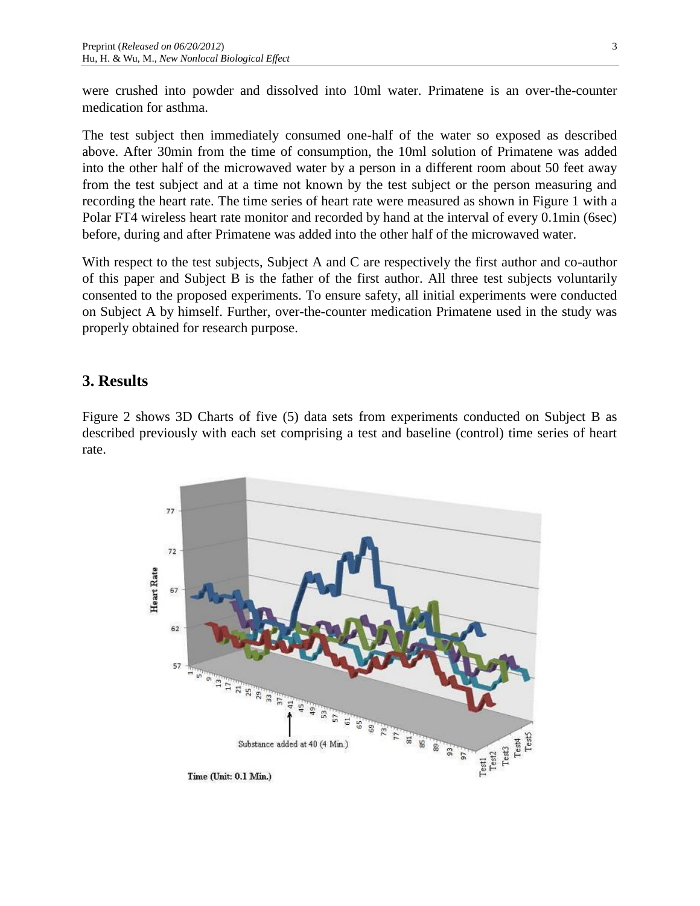were crushed into powder and dissolved into 10ml water. Primatene is an over-the-counter medication for asthma.

The test subject then immediately consumed one-half of the water so exposed as described above. After 30min from the time of consumption, the 10ml solution of Primatene was added into the other half of the microwaved water by a person in a different room about 50 feet away from the test subject and at a time not known by the test subject or the person measuring and recording the heart rate. The time series of heart rate were measured as shown in Figure 1 with a Polar FT4 wireless heart rate monitor and recorded by hand at the interval of every 0.1min (6sec) before, during and after Primatene was added into the other half of the microwaved water.

With respect to the test subjects, Subject A and C are respectively the first author and co-author of this paper and Subject B is the father of the first author. All three test subjects voluntarily consented to the proposed experiments. To ensure safety, all initial experiments were conducted on Subject A by himself. Further, over-the-counter medication Primatene used in the study was properly obtained for research purpose.

## 3. Results

Figure 2 shows 3D Charts of five (5) data sets from experiments conducted on Subject B as described previously with each set comprising a test and baseline (control) time series of heart rate.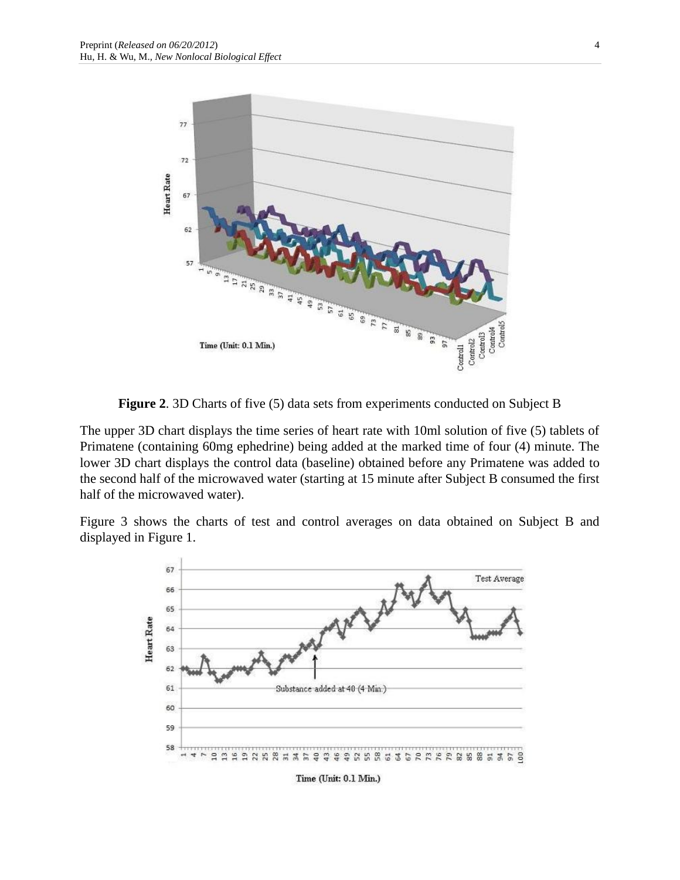**Figure 2**. 3D Charts of five (5) data sets from experiments conducted on Subject B

The upper 3D chart displays the time series of heart rate with 10ml solution of five (5) tablets of Primatene (containing 60mg ephedrine) being added at the marked time of four (4) minute. The lower 3D chart displays the control data (baseline) obtained before any Primatene was added to the second half of the microwaved water (starting at 15 minute after Subject B consumed the first half of the microwaved water).

Figure 3 shows the charts of test and control averages on data obtained on Subject B and displayed in Figure 1.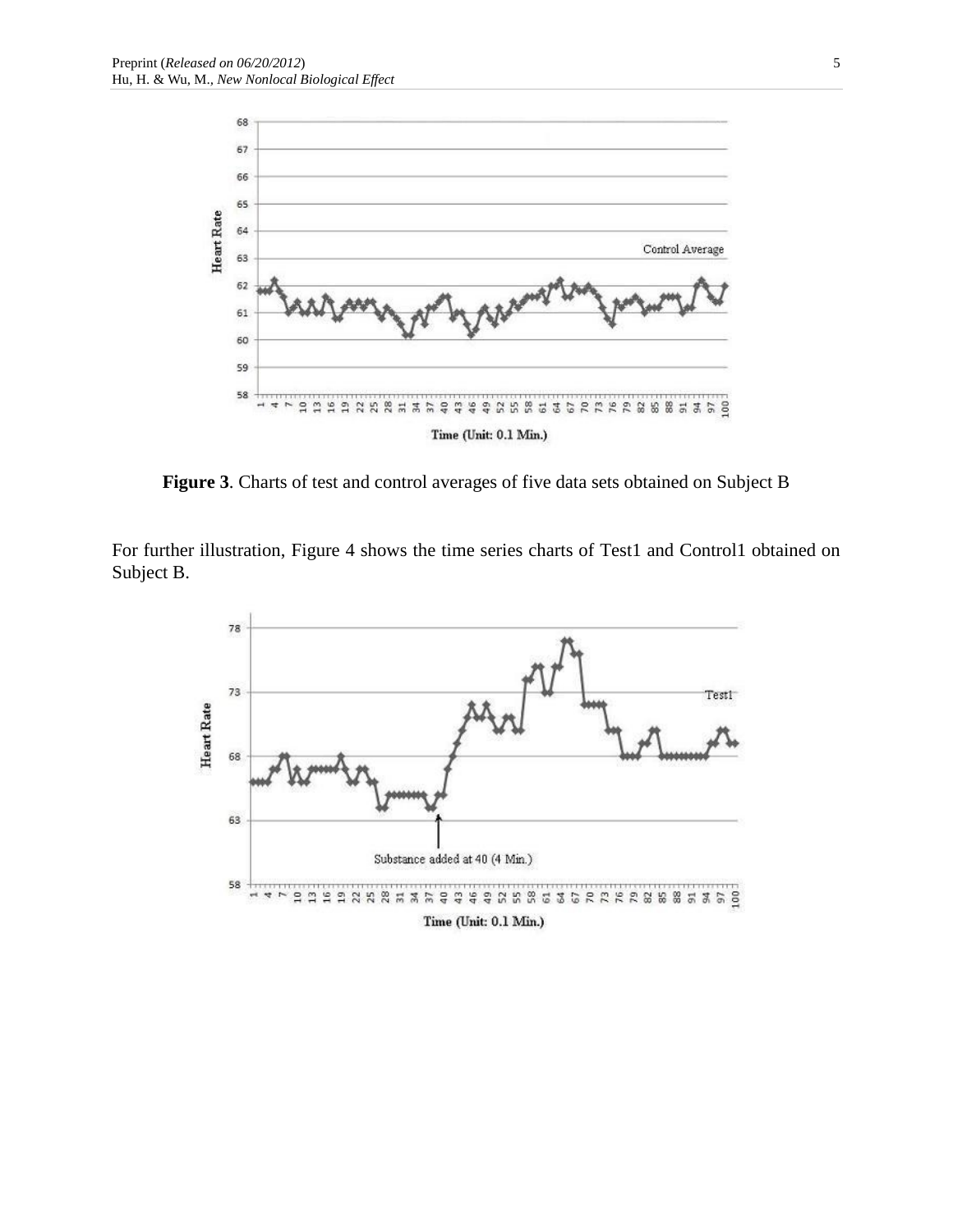**Figure 3**. Charts of test and control averages of five data sets obtained on Subject B

For further illustration, Figure 4 shows the time series charts of Test1 and Control1 obtained on Subject B.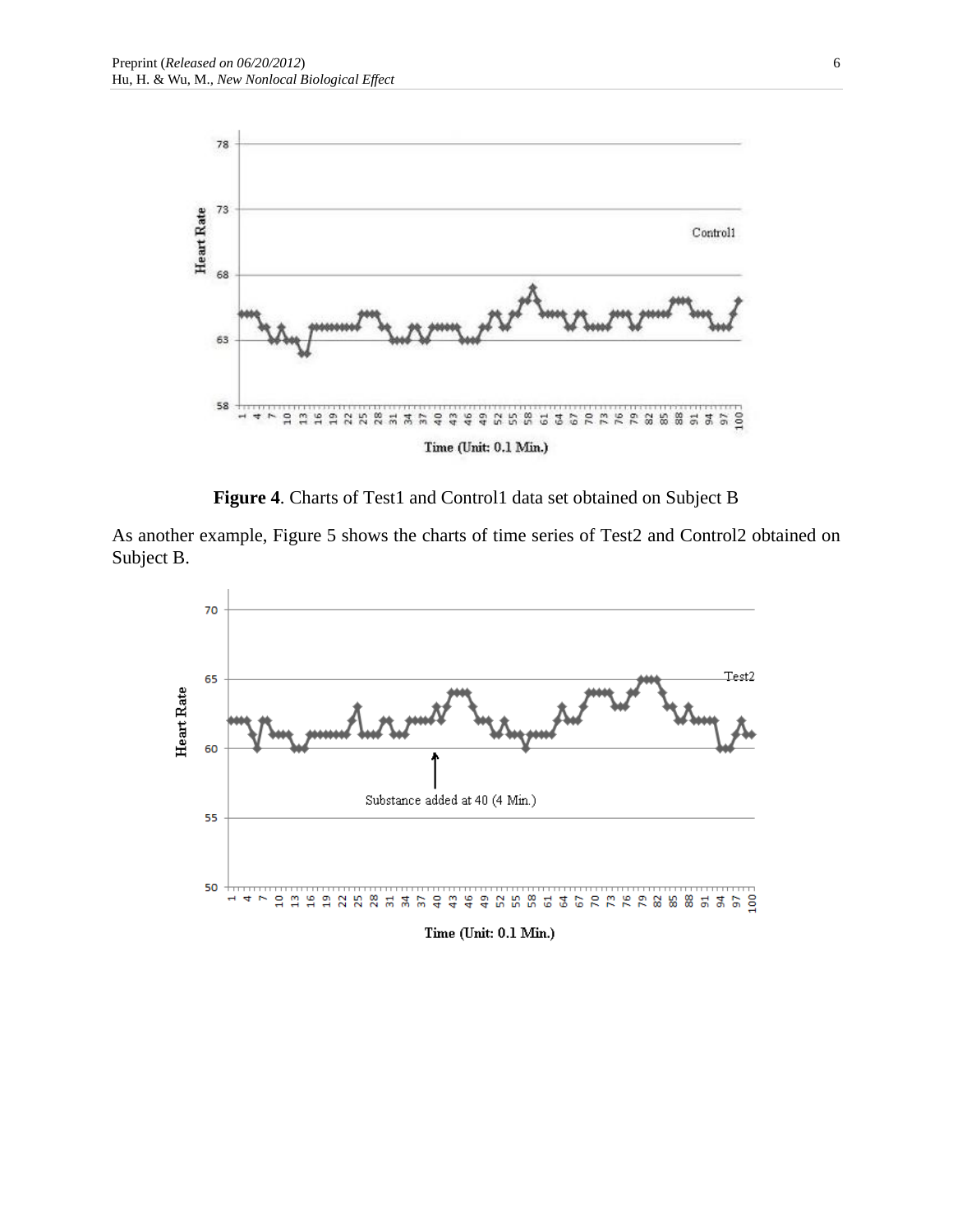**Figure 4**. Charts of Test1 and Control1 data set obtained on Subject B

As another example, Figure 5 shows the charts of time series of Test2 and Control2 obtained on Subject B.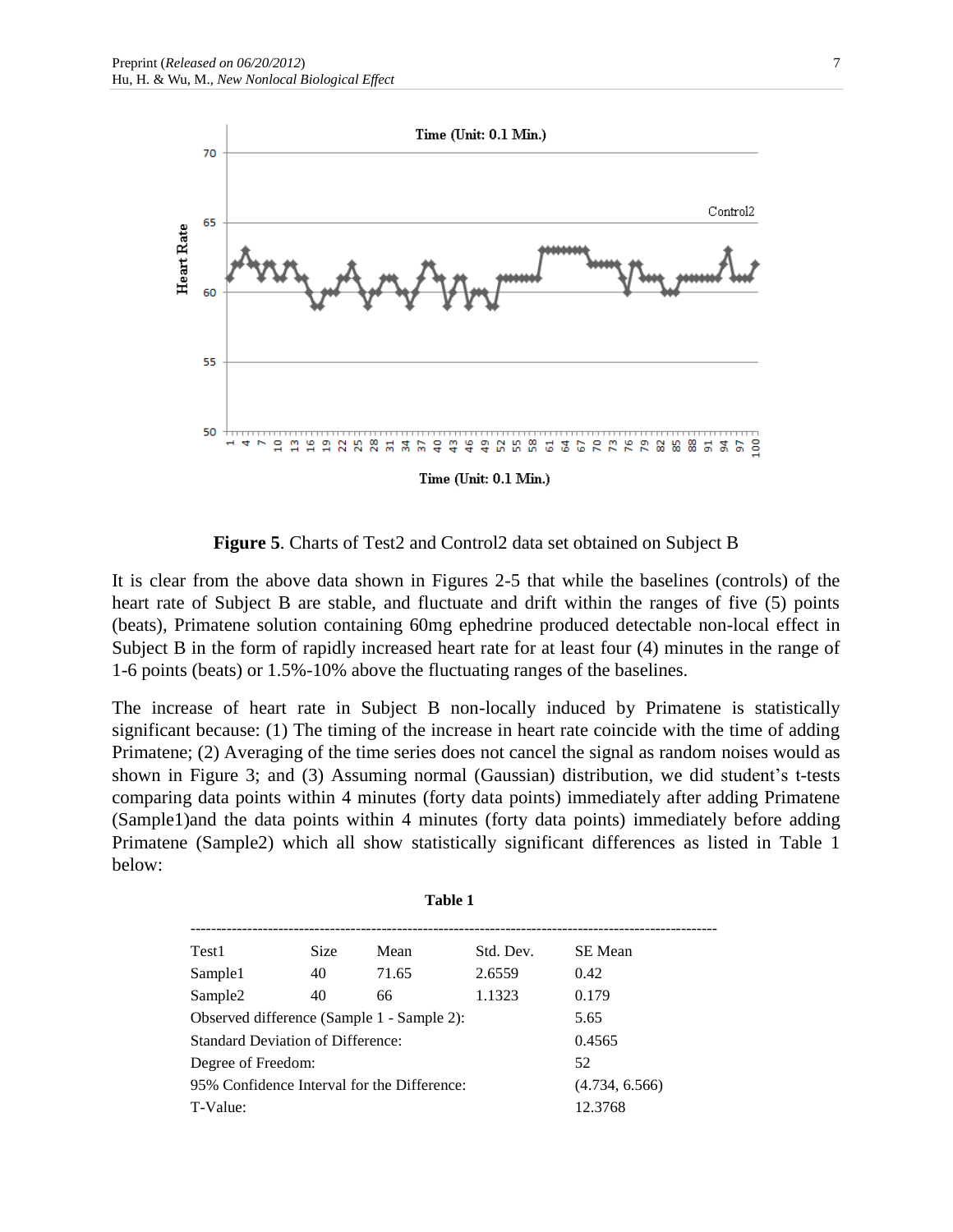**Figure 5**. Charts of Test2 and Control2 data set obtained on Subject B

It is clear from the above data shown in Figures 2-5 that while the baselines (controls) of the heart rate of Subject B are stable, and fluctuate and drift within the ranges of five (5) points (beats), Primatene solution containing 60mg ephedrine produced detectable non-local effect in Subject B in the form of rapidly increased heart rate for at least four (4) minutes in the range of 1-6 points (beats) or 1.5%-10% above the fluctuating ranges of the baselines.

The increase of heart rate in Subject B non-locally induced by Primatene is statistically significant because: (1) The timing of the increase in heart rate coincide with the time of adding Primatene; (2) Averaging of the time series does not cancel the signal as random noises would as shown in Figure 3; and (3) Assuming normal (Gaussian) distribution, we did student's t-tests comparing data points within 4 minutes (forty data points) immediately after adding Primatene (Sample1)and the data points within 4 minutes (forty data points) immediately before adding Primatene (Sample2) which all show statistically significant differences as listed in Table 1 below:

**Table 1**

| Test1 | Size | Mean | Std. Dev. | SE Mean |
|---|---|---|---|---|
| Sample1 | 40 | 71.65 | 2.6559 | 0.42 |
| Sample2 | 40 | 66 | 1.1323 | 0.179 |
| Observed difference (Sample 1 - Sample 2): | | | | 5.65 |
| Standard Deviation of Difference: | | | | 0.4565 |
| Degree of Freedom: | | | | 52 |
| 95% Confidence Interval for the Difference: | | | | (4.734, 6.566) |
| T-Value: | | | | 12.3768 |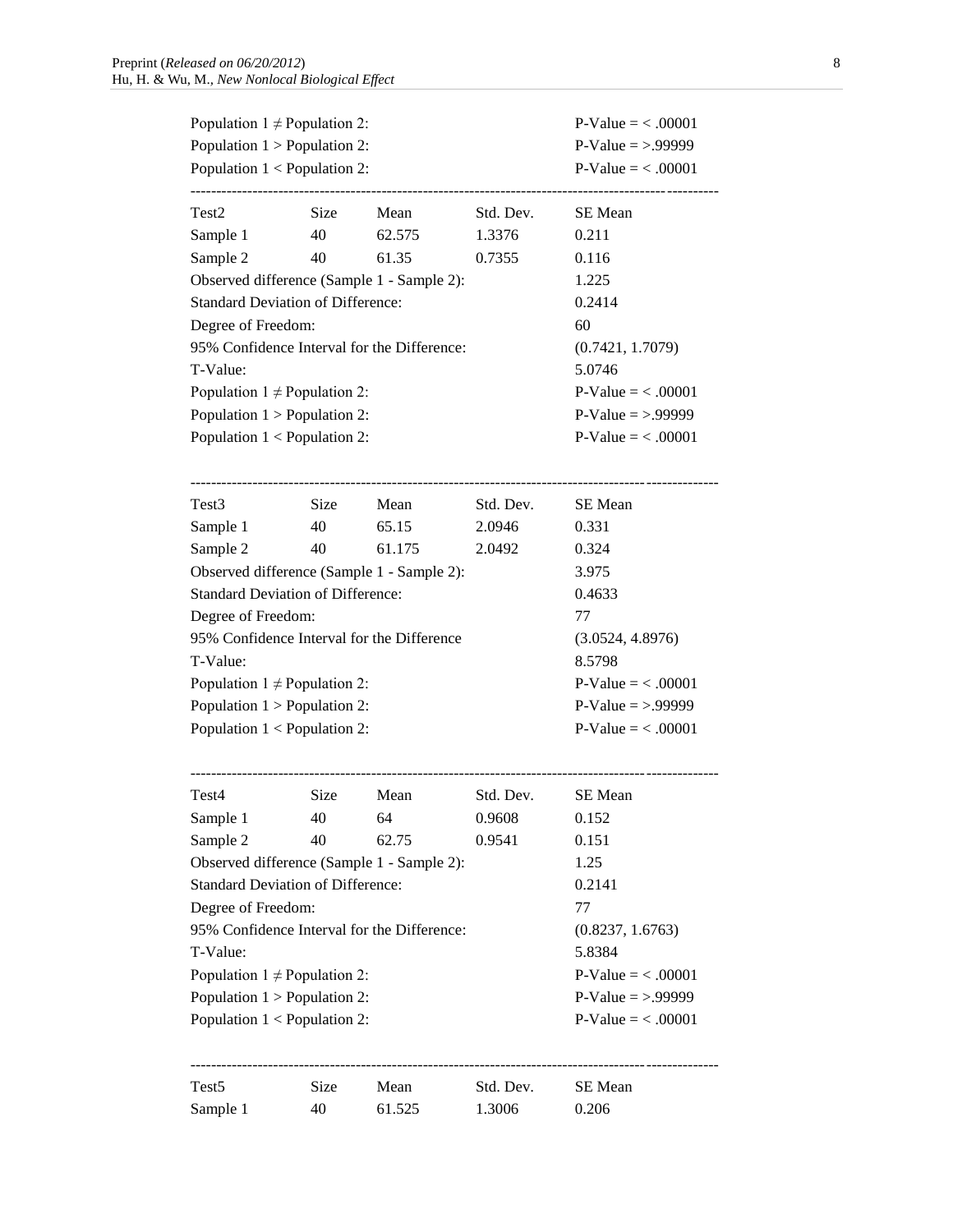Population 1 ≠ Population 2: P-Value = < .00001
Population 1 > Population 2: P-Value = >.99999
Population 1 < Population 2: P-Value = < .00001

---

| Test2 | Size | Mean | Std. Dev. | SE Mean |
|---|---|---|---|---|
| Sample 1 | 40 | 62.575 | 1.3376 | 0.211 |
| Sample 2 | 40 | 61.35 | 0.7355 | 0.116 |

Observed difference (Sample 1 - Sample 2): 1.225
Standard Deviation of Difference: 0.2414
Degree of Freedom: 60
95% Confidence Interval for the Difference: (0.7421, 1.7079)
T-Value: 5.0746
Population 1 ≠ Population 2: P-Value = < .00001
Population 1 > Population 2: P-Value = >.99999
Population 1 < Population 2: P-Value = < .00001

---

| Test3 | Size | Mean | Std. Dev. | SE Mean |
|---|---|---|---|---|
| Sample 1 | 40 | 65.15 | 2.0946 | 0.331 |
| Sample 2 | 40 | 61.175 | 2.0492 | 0.324 |

Observed difference (Sample 1 - Sample 2): 3.975
Standard Deviation of Difference: 0.4633
Degree of Freedom: 77
95% Confidence Interval for the Difference (3.0524, 4.8976)
T-Value: 8.5798
Population 1 ≠ Population 2: P-Value = < .00001
Population 1 > Population 2: P-Value = >.99999
Population 1 < Population 2: P-Value = < .00001

---

| Test4 | Size | Mean | Std. Dev. | SE Mean |
|---|---|---|---|---|
| Sample 1 | 40 | 64 | 0.9608 | 0.152 |
| Sample 2 | 40 | 62.75 | 0.9541 | 0.151 |

Observed difference (Sample 1 - Sample 2): 1.25
Standard Deviation of Difference: 0.2141
Degree of Freedom: 77
95% Confidence Interval for the Difference: (0.8237, 1.6763)
T-Value: 5.8384
Population 1 ≠ Population 2: P-Value = < .00001
Population 1 > Population 2: P-Value = >.99999
Population 1 < Population 2: P-Value = < .00001

---

| Test5 | Size | Mean | Std. Dev. | SE Mean |
|---|---|---|---|---|
| Sample 1 | 40 | 61.525 | 1.3006 | 0.206 |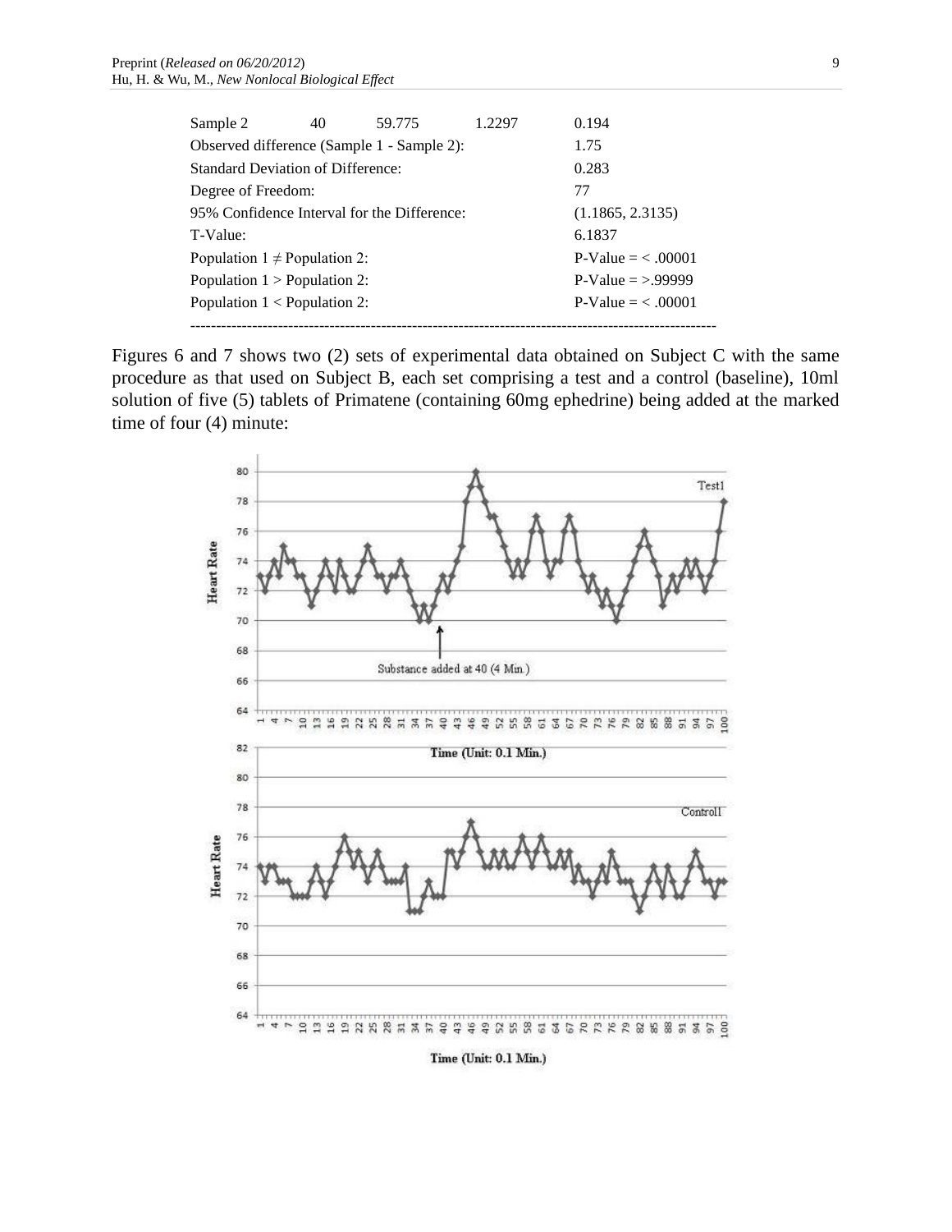| | | | | |
|---|---|---|---|---|
| Sample 2 | 40 | 59.775 | 1.2297 | 0.194 |
| Observed difference (Sample 1 - Sample 2): | | | | 1.75 |
| Standard Deviation of Difference: | | | | 0.283 |
| Degree of Freedom: | | | | 77 |
| 95% Confidence Interval for the Difference: | | | | (1.1865, 2.3135) |
| T-Value: | | | | 6.1837 |
| Population 1 ≠ Population 2: | | | | P-Value = < .00001 |
| Population 1 > Population 2: | | | | P-Value = >.99999 |
| Population 1 < Population 2: | | | | P-Value = < .00001 |

-----------------------------------------------------------------------------------------------------

Figures 6 and 7 shows two (2) sets of experimental data obtained on Subject C with the same procedure as that used on Subject B, each set comprising a test and a control (baseline), 10ml solution of five (5) tablets of Primatene (containing 60mg ephedrine) being added at the marked time of four (4) minute: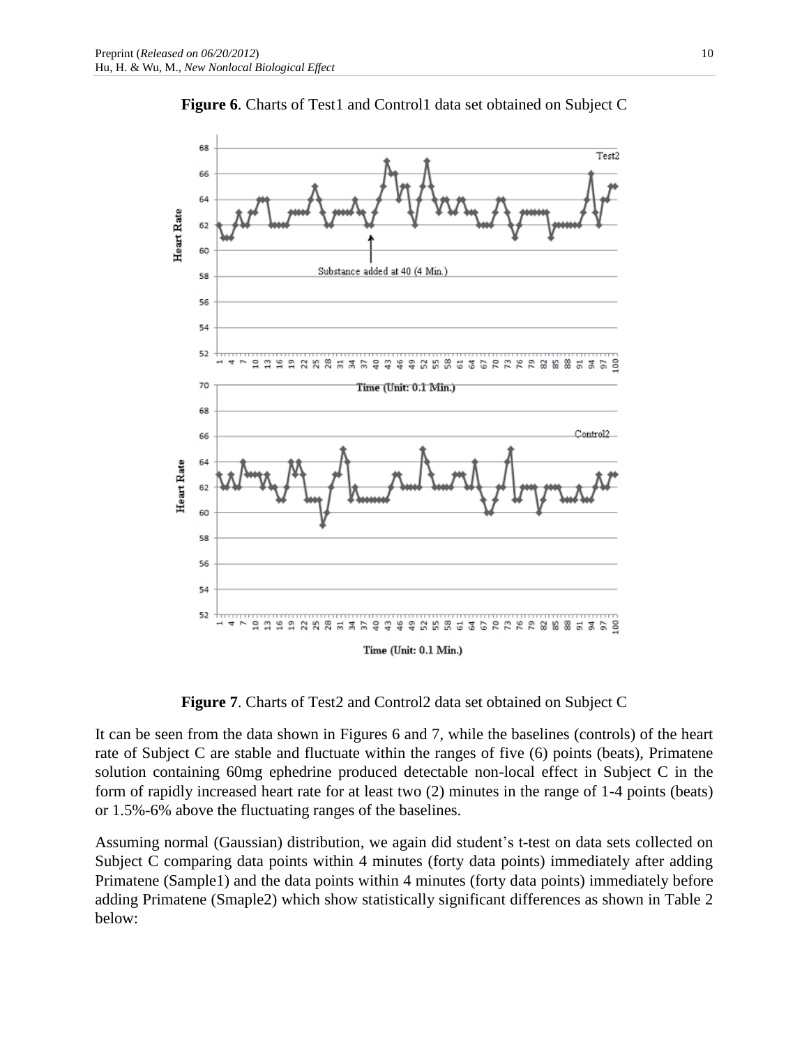**Figure 6**. Charts of Test1 and Control1 data set obtained on Subject C

**Figure 7**. Charts of Test2 and Control2 data set obtained on Subject C

It can be seen from the data shown in Figures 6 and 7, while the baselines (controls) of the heart rate of Subject C are stable and fluctuate within the ranges of five (6) points (beats), Primatene solution containing 60mg ephedrine produced detectable non-local effect in Subject C in the form of rapidly increased heart rate for at least two (2) minutes in the range of 1-4 points (beats) or 1.5%-6% above the fluctuating ranges of the baselines.

Assuming normal (Gaussian) distribution, we again did student's t-test on data sets collected on Subject C comparing data points within 4 minutes (forty data points) immediately after adding Primatene (Sample1) and the data points within 4 minutes (forty data points) immediately before adding Primatene (Smaple2) which show statistically significant differences as shown in Table 2 below: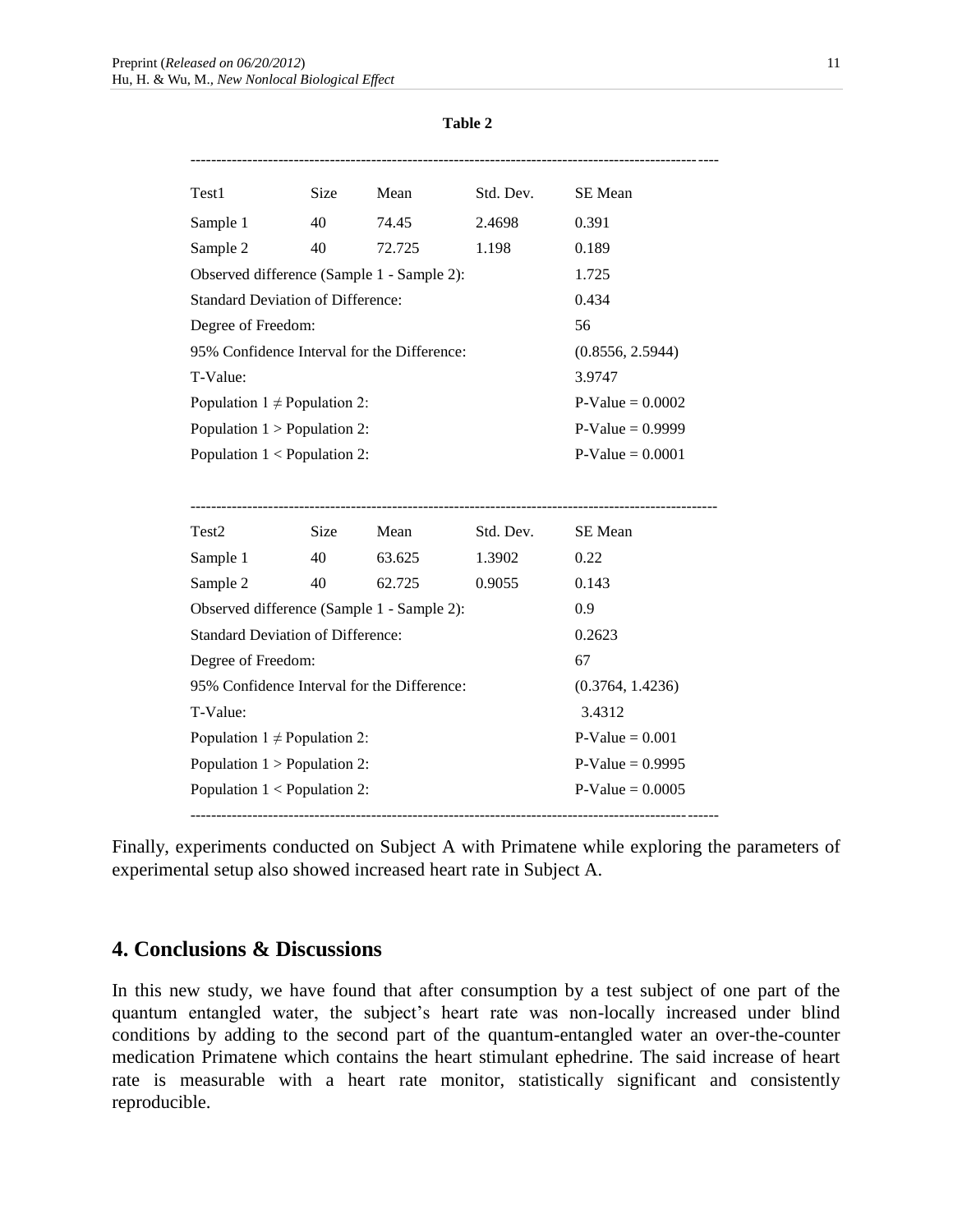**Table 2**

| Test1 | Size | Mean | Std. Dev. | SE Mean |
| --- | --- | --- | --- | --- |
| Sample 1 | 40 | 74.45 | 2.4698 | 0.391 |
| Sample 2 | 40 | 72.725 | 1.198 | 0.189 |
| Observed difference (Sample 1 - Sample 2): | | | | 1.725 |
| Standard Deviation of Difference: | | | | 0.434 |
| Degree of Freedom: | | | | 56 |
| 95% Confidence Interval for the Difference: | | | | (0.8556, 2.5944) |
| T-Value: | | | | 3.9747 |
| Population 1 ≠ Population 2: | | | | P-Value = 0.0002 |
| Population 1 > Population 2: | | | | P-Value = 0.9999 |
| Population 1 < Population 2: | | | | P-Value = 0.0001 |

| Test2 | Size | Mean | Std. Dev. | SE Mean |
| --- | --- | --- | --- | --- |
| Sample 1 | 40 | 63.625 | 1.3902 | 0.22 |
| Sample 2 | 40 | 62.725 | 0.9055 | 0.143 |
| Observed difference (Sample 1 - Sample 2): | | | | 0.9 |
| Standard Deviation of Difference: | | | | 0.2623 |
| Degree of Freedom: | | | | 67 |
| 95% Confidence Interval for the Difference: | | | | (0.3764, 1.4236) |
| T-Value: | | | | 3.4312 |
| Population 1 ≠ Population 2: | | | | P-Value = 0.001 |
| Population 1 > Population 2: | | | | P-Value = 0.9995 |
| Population 1 < Population 2: | | | | P-Value = 0.0005 |

Finally, experiments conducted on Subject A with Primatene while exploring the parameters of experimental setup also showed increased heart rate in Subject A.

## 4. Conclusions & Discussions

In this new study, we have found that after consumption by a test subject of one part of the quantum entangled water, the subject's heart rate was non-locally increased under blind conditions by adding to the second part of the quantum-entangled water an over-the-counter medication Primatene which contains the heart stimulant ephedrine. The said increase of heart rate is measurable with a heart rate monitor, statistically significant and consistently reproducible.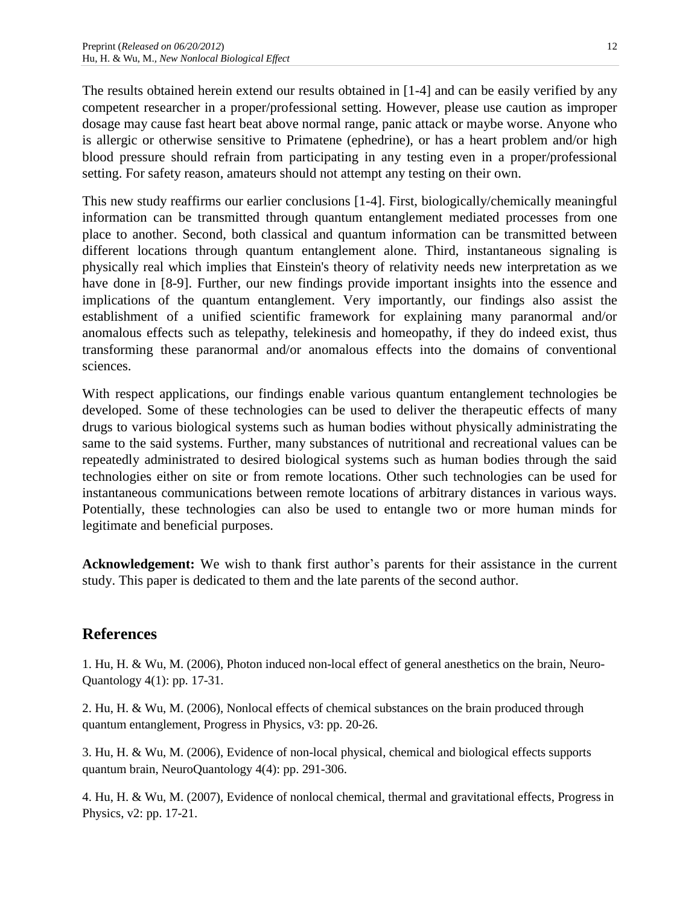The results obtained herein extend our results obtained in [1-4] and can be easily verified by any competent researcher in a proper/professional setting. However, please use caution as improper dosage may cause fast heart beat above normal range, panic attack or maybe worse. Anyone who is allergic or otherwise sensitive to Primatene (ephedrine), or has a heart problem and/or high blood pressure should refrain from participating in any testing even in a proper/professional setting. For safety reason, amateurs should not attempt any testing on their own.

This new study reaffirms our earlier conclusions [1-4]. First, biologically/chemically meaningful information can be transmitted through quantum entanglement mediated processes from one place to another. Second, both classical and quantum information can be transmitted between different locations through quantum entanglement alone. Third, instantaneous signaling is physically real which implies that Einstein's theory of relativity needs new interpretation as we have done in [8-9]. Further, our new findings provide important insights into the essence and implications of the quantum entanglement. Very importantly, our findings also assist the establishment of a unified scientific framework for explaining many paranormal and/or anomalous effects such as telepathy, telekinesis and homeopathy, if they do indeed exist, thus transforming these paranormal and/or anomalous effects into the domains of conventional sciences.

With respect applications, our findings enable various quantum entanglement technologies be developed. Some of these technologies can be used to deliver the therapeutic effects of many drugs to various biological systems such as human bodies without physically administrating the same to the said systems. Further, many substances of nutritional and recreational values can be repeatedly administrated to desired biological systems such as human bodies through the said technologies either on site or from remote locations. Other such technologies can be used for instantaneous communications between remote locations of arbitrary distances in various ways. Potentially, these technologies can also be used to entangle two or more human minds for legitimate and beneficial purposes.

**Acknowledgement:** We wish to thank first author's parents for their assistance in the current study. This paper is dedicated to them and the late parents of the second author.

## References

1. Hu, H. & Wu, M. (2006), Photon induced non-local effect of general anesthetics on the brain, Neuro-Quantology 4(1): pp. 17-31.

2. Hu, H. & Wu, M. (2006), Nonlocal effects of chemical substances on the brain produced through quantum entanglement, Progress in Physics, v3: pp. 20-26.

3. Hu, H. & Wu, M. (2006), Evidence of non-local physical, chemical and biological effects supports quantum brain, NeuroQuantology 4(4): pp. 291-306.

4. Hu, H. & Wu, M. (2007), Evidence of nonlocal chemical, thermal and gravitational effects, Progress in Physics, v2: pp. 17-21.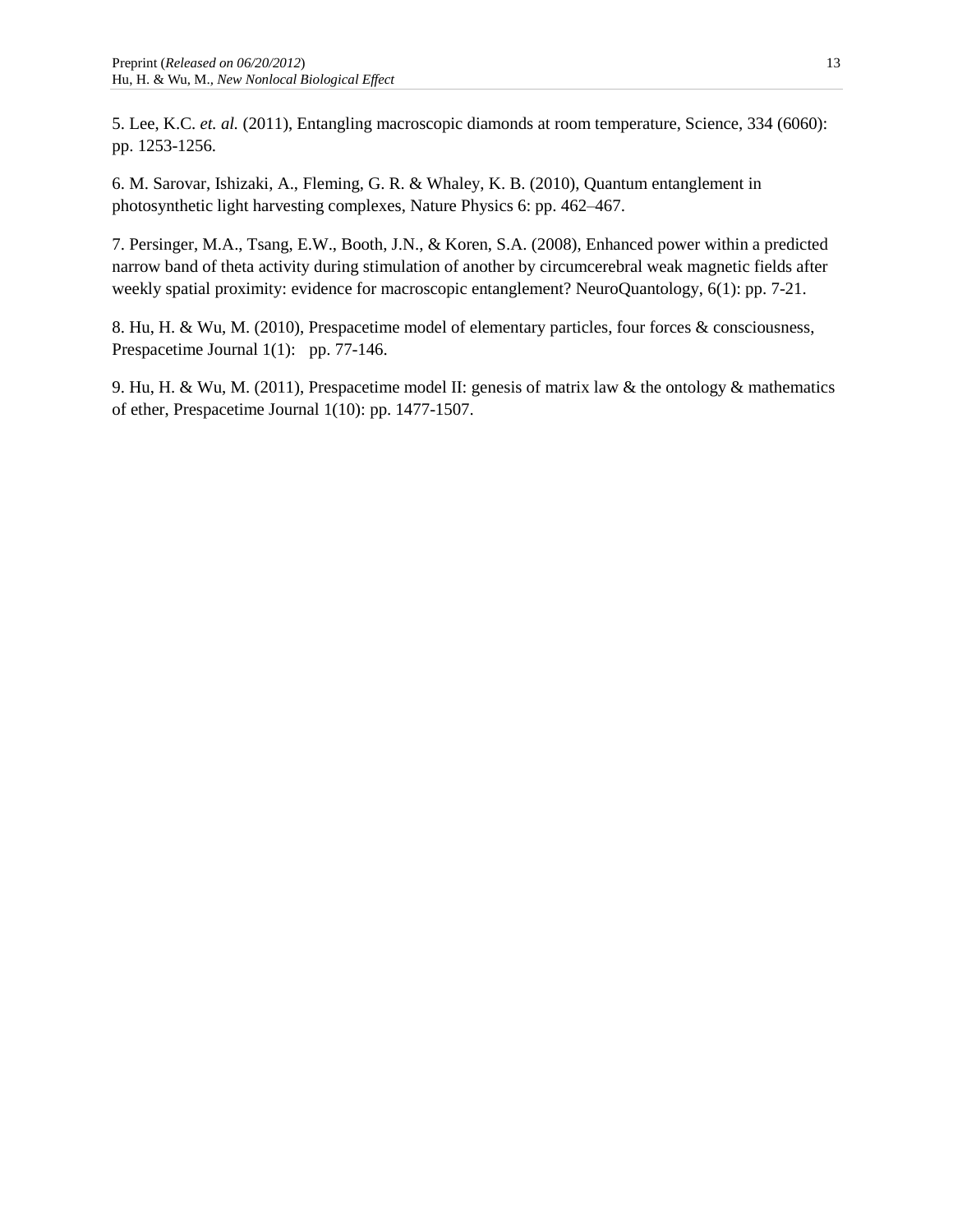5. Lee, K.C. *et. al.* (2011), Entangling macroscopic diamonds at room temperature, Science, 334 (6060): pp. 1253-1256.

6. M. Sarovar, Ishizaki, A., Fleming, G. R. & Whaley, K. B. (2010), Quantum entanglement in photosynthetic light harvesting complexes, Nature Physics 6: pp. 462–467.

7. Persinger, M.A., Tsang, E.W., Booth, J.N., & Koren, S.A. (2008), Enhanced power within a predicted narrow band of theta activity during stimulation of another by circumcerebral weak magnetic fields after weekly spatial proximity: evidence for macroscopic entanglement? NeuroQuantology, 6(1): pp. 7-21.

8. Hu, H. & Wu, M. (2010), Prespacetime model of elementary particles, four forces & consciousness, Prespacetime Journal 1(1): pp. 77-146.

9. Hu, H. & Wu, M. (2011), Prespacetime model II: genesis of matrix law & the ontology & mathematics of ether, Prespacetime Journal 1(10): pp. 1477-1507.